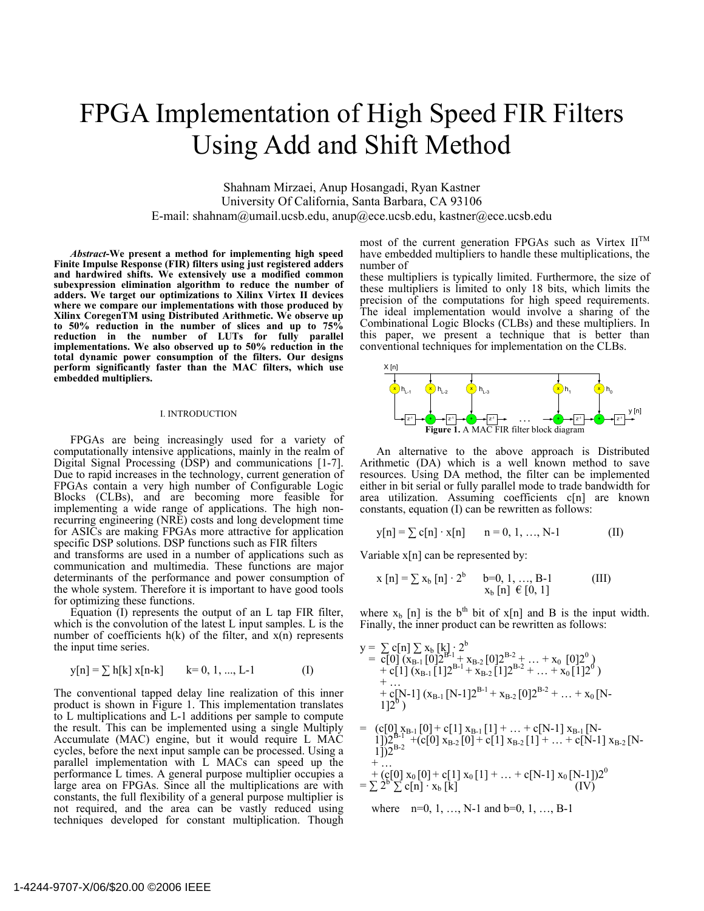# FPGA Implementation of High Speed FIR Filters Using Add and Shift Method

Shahnam Mirzaei, Anup Hosangadi, Ryan Kastner
University Of California, Santa Barbara, CA 93106
E-mail: shahnam@umail.ucsb.edu, anup@ece.ucsb.edu, kastner@ece.ucsb.edu

***Abstract*-We present a method for implementing high speed Finite Impulse Response (FIR) filters using just registered adders and hardwired shifts. We extensively use a modified common subexpression elimination algorithm to reduce the number of adders. We target our optimizations to Xilinx Virtex II devices where we compare our implementations with those produced by Xilinx CoregenTM using Distributed Arithmetic. We observe up to 50% reduction in the number of slices and up to 75% reduction in the number of LUTs for fully parallel implementations. We also observed up to 50% reduction in the total dynamic power consumption of the filters. Our designs perform significantly faster than the MAC filters, which use embedded multipliers.**

## I. INTRODUCTION

FPGAs are being increasingly used for a variety of computationally intensive applications, mainly in the realm of Digital Signal Processing (DSP) and communications [1-7]. Due to rapid increases in the technology, current generation of FPGAs contain a very high number of Configurable Logic Blocks (CLBs), and are becoming more feasible for implementing a wide range of applications. The high non-recurring engineering (NRE) costs and long development time for ASICs are making FPGAs more attractive for application specific DSP solutions. DSP functions such as FIR filters and transforms are used in a number of applications such as communication and multimedia. These functions are major determinants of the performance and power consumption of the whole system. Therefore it is important to have good tools for optimizing these functions.

Equation (I) represents the output of an L tap FIR filter, which is the convolution of the latest L input samples. L is the number of coefficients h(k) of the filter, and x(n) represents the input time series.

$$y[n] = \sum h[k]\, x[n-k] \qquad k= 0, 1, ..., L-1 \qquad \text{(I)}$$

The conventional tapped delay line realization of this inner product is shown in Figure 1. This implementation translates to L multiplications and L-1 additions per sample to compute the result. This can be implemented using a single Multiply Accumulate (MAC) engine, but it would require L MAC cycles, before the next input sample can be processed. Using a parallel implementation with L MACs can speed up the performance L times. A general purpose multiplier occupies a large area on FPGAs. Since all the multiplications are with constants, the full flexibility of a general purpose multiplier is not required, and the area can be vastly reduced using techniques developed for constant multiplication. Though most of the current generation FPGAs such as Virtex II™ have embedded multipliers to handle these multiplications, the number of these multipliers is typically limited. Furthermore, the size of these multipliers is limited to only 18 bits, which limits the precision of the computations for high speed requirements. The ideal implementation would involve a sharing of the Combinational Logic Blocks (CLBs) and these multipliers. In this paper, we present a technique that is better than conventional techniques for implementation on the CLBs.

**Figure 1.** A MAC FIR filter block diagram

An alternative to the above approach is Distributed Arithmetic (DA) which is a well known method to save resources. Using DA method, the filter can be implemented either in bit serial or fully parallel mode to trade bandwidth for area utilization. Assuming coefficients c[n] are known constants, equation (I) can be rewritten as follows:

$$y[n] = \sum c[n] \cdot x[n] \qquad n = 0, 1, \ldots, N-1 \qquad \text{(II)}$$

Variable x[n] can be represented by:

$$x[n] = \sum x_b[n] \cdot 2^b \qquad b=0, 1, \ldots, B-1, \quad x_b[n] \in [0, 1] \qquad \text{(III)}$$

where $x_b[n]$ is the $b^{th}$ bit of x[n] and B is the input width. Finally, the inner product can be rewritten as follows:

$$\begin{aligned}
y &= \sum c[n] \sum x_b[k] \cdot 2^b \\
&= c[0]\,(x_{B-1}[0]2^{B-1} + x_{B-2}[0]2^{B-2} + \ldots + x_0[0]2^0) \\
&\quad + c[1]\,(x_{B-1}[1]2^{B-1} + x_{B-2}[1]2^{B-2} + \ldots + x_0[1]2^0) \\
&\quad + \ldots \\
&\quad + c[N-1]\,(x_{B-1}[N-1]2^{B-1} + x_{B-2}[0]2^{B-2} + \ldots + x_0[N-1]2^0)
\end{aligned}$$

$$\begin{aligned}
&= (c[0]\,x_{B-1}[0] + c[1]\,x_{B-1}[1] + \ldots + c[N-1]\,x_{B-1}[N-1])2^{B-1} + (c[0]\,x_{B-2}[0] + c[1]\,x_{B-2}[1] + \ldots + c[N-1]\,x_{B-2}[N-1])2^{B-2} \\
&\quad + \ldots \\
&\quad + (c[0]\,x_0[0] + c[1]\,x_0[1] + \ldots + c[N-1]\,x_0[N-1])2^0 \\
&= \sum 2^b \sum c[n] \cdot x_b[k] \qquad \text{(IV)}
\end{aligned}$$

where n=0, 1, …, N-1 and b=0, 1, …, B-1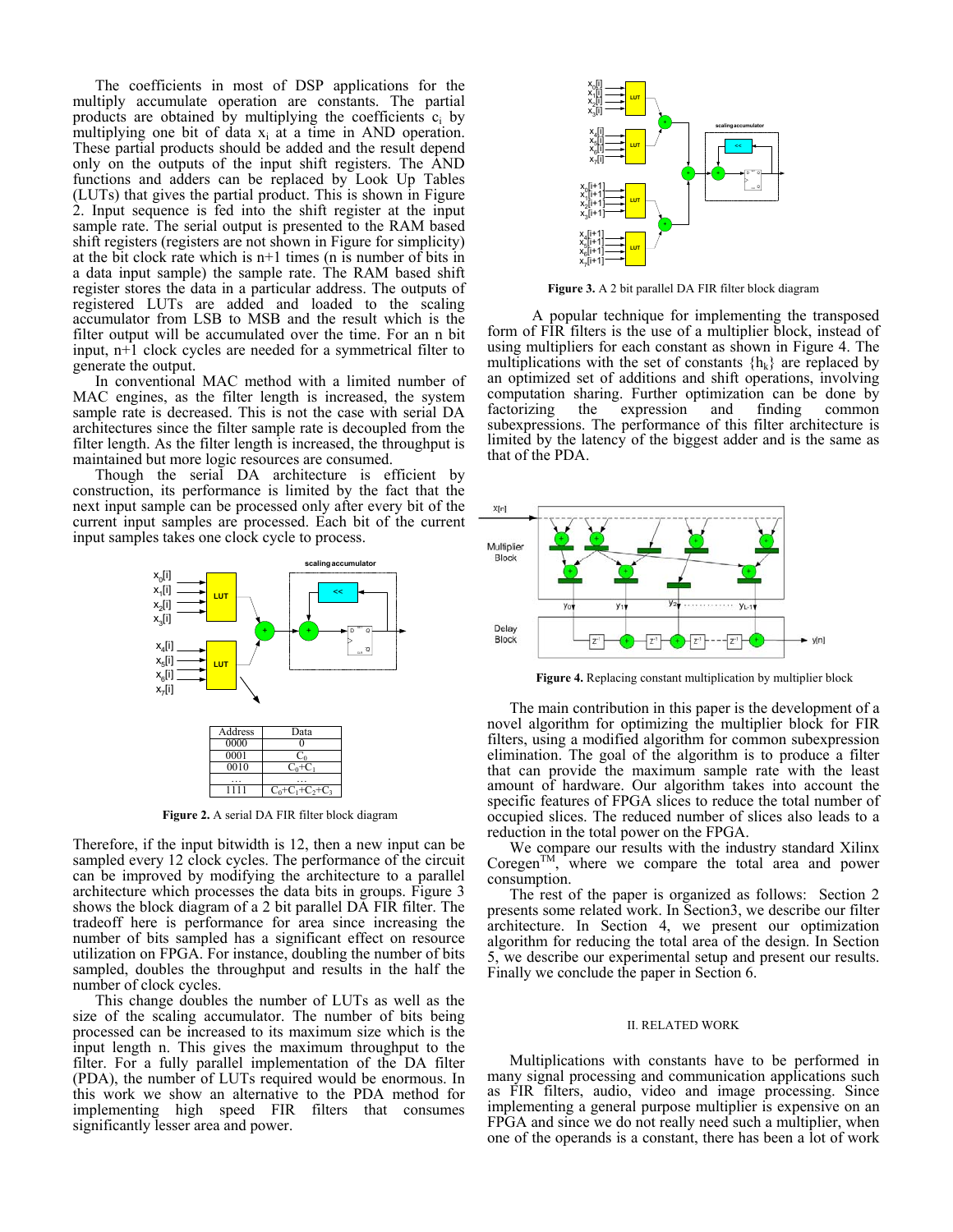The coefficients in most of DSP applications for the multiply accumulate operation are constants. The partial products are obtained by multiplying the coefficients $c_i$ by multiplying one bit of data $x_i$ at a time in AND operation. These partial products should be added and the result depend only on the outputs of the input shift registers. The AND functions and adders can be replaced by Look Up Tables (LUTs) that gives the partial product. This is shown in Figure 2. Input sequence is fed into the shift register at the input sample rate. The serial output is presented to the RAM based shift registers (registers are not shown in Figure for simplicity) at the bit clock rate which is n+1 times (n is number of bits in a data input sample) the sample rate. The RAM based shift register stores the data in a particular address. The outputs of registered LUTs are added and loaded to the scaling accumulator from LSB to MSB and the result which is the filter output will be accumulated over the time. For an n bit input, n+1 clock cycles are needed for a symmetrical filter to generate the output.

In conventional MAC method with a limited number of MAC engines, as the filter length is increased, the system sample rate is decreased. This is not the case with serial DA architectures since the filter sample rate is decoupled from the filter length. As the filter length is increased, the throughput is maintained but more logic resources are consumed.

Though the serial DA architecture is efficient by construction, its performance is limited by the fact that the next input sample can be processed only after every bit of the current input samples are processed. Each bit of the current input samples takes one clock cycle to process.

$x_0[i]$
$x_1[i]$
$x_2[i]$
$x_3[i]$
LUT
$x_4[i]$
$x_5[i]$
$x_6[i]$
$x_7[i]$
LUT
+
+
scaling accumulator
<<

| Address | Data |
|---|---|
| 0000 | 0 |
| 0001 | $C_0$ |
| 0010 | $C_0+C_1$ |
| ... | ... |
| 1111 | $C_0+C_1+C_2+C_3$ |

**Figure 2.** A serial DA FIR filter block diagram

Therefore, if the input bitwidth is 12, then a new input can be sampled every 12 clock cycles. The performance of the circuit can be improved by modifying the architecture to a parallel architecture which processes the data bits in groups. Figure 3 shows the block diagram of a 2 bit parallel DA FIR filter. The tradeoff here is performance for area since increasing the number of bits sampled has a significant effect on resource utilization on FPGA. For instance, doubling the number of bits sampled, doubles the throughput and results in the half the number of clock cycles.

This change doubles the number of LUTs as well as the size of the scaling accumulator. The number of bits being processed can be increased to its maximum size which is the input length n. This gives the maximum throughput to the filter. For a fully parallel implementation of the DA filter (PDA), the number of LUTs required would be enormous. In this work we show an alternative to the PDA method for implementing high speed FIR filters that consumes significantly lesser area and power.

$x_0[i]$
$x_1[i]$
$x_2[i]$
$x_3[i]$
LUT
$x_4[i]$
$x_5[i]$
$x_6[i]$
$x_7[i]$
LUT
$x_0[i+1]$
$x_1[i+1]$
$x_2[i+1]$
$x_3[i+1]$
LUT
$x_4[i+1]$
$x_5[i+1]$
$x_6[i+1]$
$x_7[i+1]$
LUT
scaling accumulator
<<

**Figure 3.** A 2 bit parallel DA FIR filter block diagram

A popular technique for implementing the transposed form of FIR filters is the use of a multiplier block, instead of using multipliers for each constant as shown in Figure 4. The multiplications with the set of constants $\{h_k\}$ are replaced by an optimized set of additions and shift operations, involving computation sharing. Further optimization can be done by factorizing the expression and finding common subexpressions. The performance of this filter architecture is limited by the latency of the biggest adder and is the same as that of the PDA.

X[n]
Multiplier Block
$y_0$
$y_1$
$y_2$
$y_{L-1}$
Delay Block
$z^{-1}$
y[n]

**Figure 4.** Replacing constant multiplication by multiplier block

The main contribution in this paper is the development of a novel algorithm for optimizing the multiplier block for FIR filters, using a modified algorithm for common subexpression elimination. The goal of the algorithm is to produce a filter that can provide the maximum sample rate with the least amount of hardware. Our algorithm takes into account the specific features of FPGA slices to reduce the total number of occupied slices. The reduced number of slices also leads to a reduction in the total power on the FPGA.

We compare our results with the industry standard Xilinx Coregen™, where we compare the total area and power consumption.

The rest of the paper is organized as follows: Section 2 presents some related work. In Section3, we describe our filter architecture. In Section 4, we present our optimization algorithm for reducing the total area of the design. In Section 5, we describe our experimental setup and present our results. Finally we conclude the paper in Section 6.

## II. RELATED WORK

Multiplications with constants have to be performed in many signal processing and communication applications such as FIR filters, audio, video and image processing. Since implementing a general purpose multiplier is expensive on an FPGA and since we do not really need such a multiplier, when one of the operands is a constant, there has been a lot of work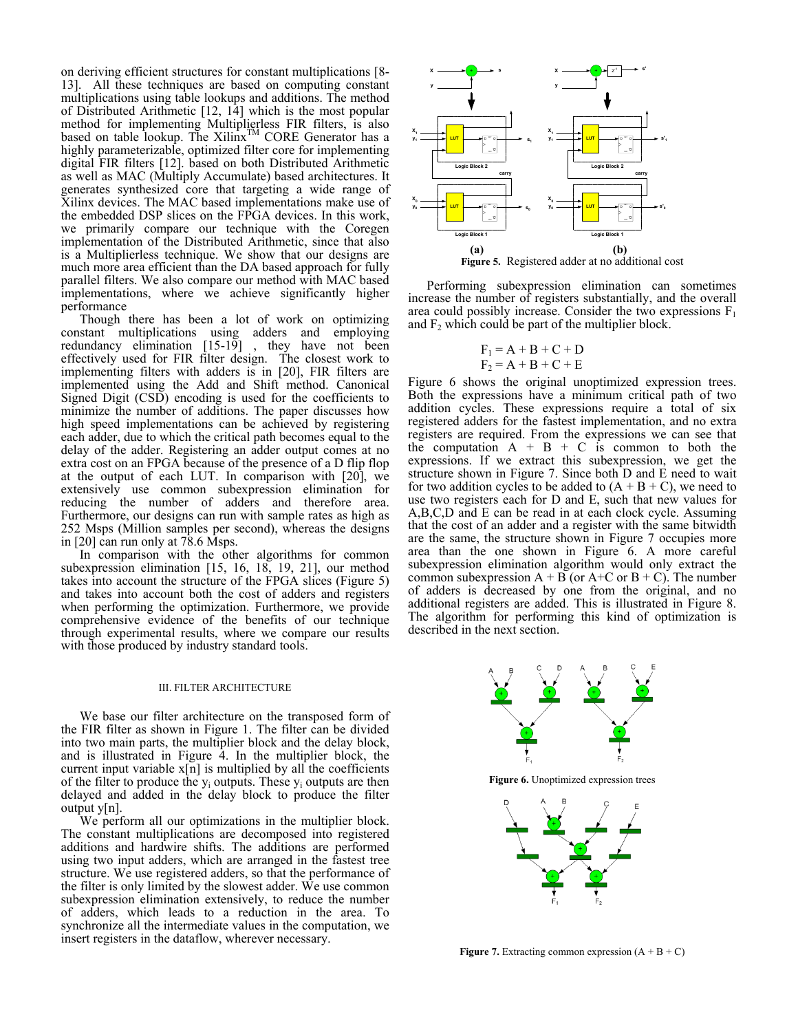on deriving efficient structures for constant multiplications [8-13]. All these techniques are based on computing constant multiplications using table lookups and additions. The method of Distributed Arithmetic [12, 14] which is the most popular method for implementing Multiplierless FIR filters, is also based on table lookup. The Xilinx™ CORE Generator has a highly parameterizable, optimized filter core for implementing digital FIR filters [12]. based on both Distributed Arithmetic as well as MAC (Multiply Accumulate) based architectures. It generates synthesized core that targeting a wide range of Xilinx devices. The MAC based implementations make use of the embedded DSP slices on the FPGA devices. In this work, we primarily compare our technique with the Coregen implementation of the Distributed Arithmetic, since that also is a Multiplierless technique. We show that our designs are much more area efficient than the DA based approach for fully parallel filters. We also compare our method with MAC based implementations, where we achieve significantly higher performance

Though there has been a lot of work on optimizing constant multiplications using adders and employing redundancy elimination [15-19] , they have not been effectively used for FIR filter design. The closest work to implementing filters with adders is in [20], FIR filters are implemented using the Add and Shift method. Canonical Signed Digit (CSD) encoding is used for the coefficients to minimize the number of additions. The paper discusses how high speed implementations can be achieved by registering each adder, due to which the critical path becomes equal to the delay of the adder. Registering an adder output comes at no extra cost on an FPGA because of the presence of a D flip flop at the output of each LUT. In comparison with [20], we extensively use common subexpression elimination for reducing the number of adders and therefore area. Furthermore, our designs can run with sample rates as high as 252 Msps (Million samples per second), whereas the designs in [20] can run only at 78.6 Msps.

In comparison with the other algorithms for common subexpression elimination [15, 16, 18, 19, 21], our method takes into account the structure of the FPGA slices (Figure 5) and takes into account both the cost of adders and registers when performing the optimization. Furthermore, we provide comprehensive evidence of the benefits of our technique through experimental results, where we compare our results with those produced by industry standard tools.

## III. FILTER ARCHITECTURE

We base our filter architecture on the transposed form of the FIR filter as shown in Figure 1. The filter can be divided into two main parts, the multiplier block and the delay block, and is illustrated in Figure 4. In the multiplier block, the current input variable x[n] is multiplied by all the coefficients of the filter to produce the $y_i$ outputs. These $y_i$ outputs are then delayed and added in the delay block to produce the filter output y[n].

We perform all our optimizations in the multiplier block. The constant multiplications are decomposed into registered additions and hardwire shifts. The additions are performed using two input adders, which are arranged in the fastest tree structure. We use registered adders, so that the performance of the filter is only limited by the slowest adder. We use common subexpression elimination extensively, to reduce the number of adders, which leads to a reduction in the area. To synchronize all the intermediate values in the computation, we insert registers in the dataflow, wherever necessary.

**Figure 5.** Registered adder at no additional cost

Performing subexpression elimination can sometimes increase the number of registers substantially, and the overall area could possibly increase. Consider the two expressions $F_1$ and $F_2$ which could be part of the multiplier block.

$$F_1 = A + B + C + D$$
$$F_2 = A + B + C + E$$

Figure 6 shows the original unoptimized expression trees. Both the expressions have a minimum critical path of two addition cycles. These expressions require a total of six registered adders for the fastest implementation, and no extra registers are required. From the expressions we can see that the computation A + B + C is common to both the expressions. If we extract this subexpression, we get the structure shown in Figure 7. Since both D and E need to wait for two addition cycles to be added to (A + B + C), we need to use two registers each for D and E, such that new values for A,B,C,D and E can be read in at each clock cycle. Assuming that the cost of an adder and a register with the same bitwidth are the same, the structure shown in Figure 7 occupies more area than the one shown in Figure 6. A more careful subexpression elimination algorithm would only extract the common subexpression A + B (or A+C or B + C). The number of adders is decreased by one from the original, and no additional registers are added. This is illustrated in Figure 8. The algorithm for performing this kind of optimization is described in the next section.

**Figure 6.** Unoptimized expression trees

**Figure 7.** Extracting common expression (A + B + C)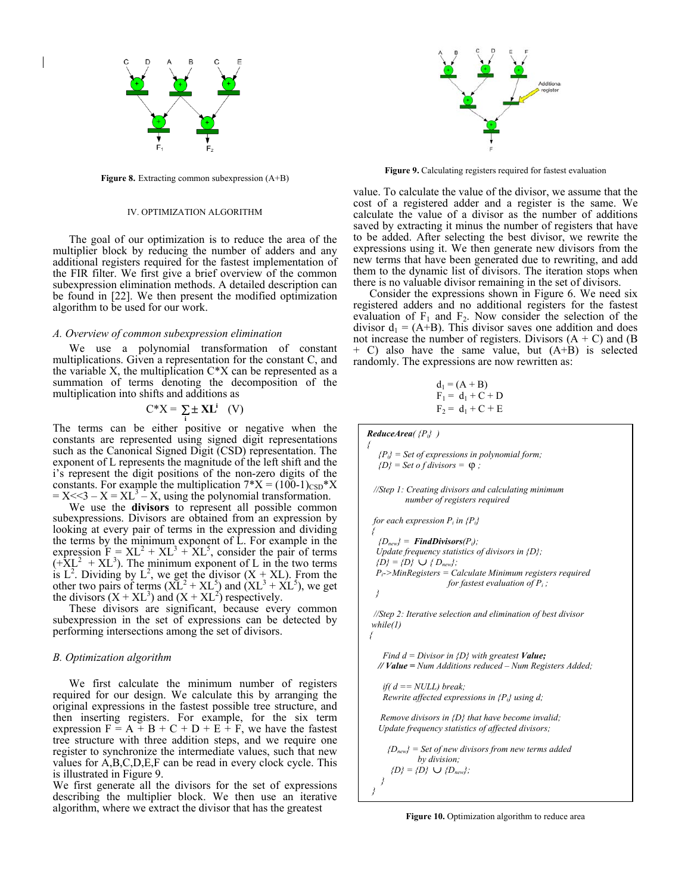Figure 8. Extracting common subexpression (A+B)

Figure 9. Calculating registers required for fastest evaluation

### IV. OPTIMIZATION ALGORITHM

The goal of our optimization is to reduce the area of the multiplier block by reducing the number of adders and any additional registers required for the fastest implementation of the FIR filter. We first give a brief overview of the common subexpression elimination methods. A detailed description can be found in [22]. We then present the modified optimization algorithm to be used for our work.

#### A. Overview of common subexpression elimination

We use a polynomial transformation of constant multiplications. Given a representation for the constant C, and the variable X, the multiplication C*X can be represented as a summation of terms denoting the decomposition of the multiplication into shifts and additions as

$$C*X = \sum_i \pm \mathbf{XL^i} \quad \text{(V)}$$

The terms can be either positive or negative when the constants are represented using signed digit representations such as the Canonical Signed Digit (CSD) representation. The exponent of L represents the magnitude of the left shift and the i's represent the digit positions of the non-zero digits of the constants. For example the multiplication $7*X = (100\text{-}1)_{CSD}*X = X<<3 - X = XL^3 - X$, using the polynomial transformation.

We use the **divisors** to represent all possible common subexpressions. Divisors are obtained from an expression by looking at every pair of terms in the expression and dividing the terms by the minimum exponent of L. For example in the expression $F = XL^2 + XL^3 + XL^5$, consider the pair of terms $(+XL^2 + XL^3)$. The minimum exponent of L in the two terms is $L^2$. Dividing by $L^2$, we get the divisor $(X + XL)$. From the other two pairs of terms $(XL^2 + XL^5)$ and $(XL^3 + XL^5)$, we get the divisors $(X + XL^3)$ and $(X + XL^2)$ respectively.

These divisors are significant, because every common subexpression in the set of expressions can be detected by performing intersections among the set of divisors.

#### B. Optimization algorithm

We first calculate the minimum number of registers required for our design. We calculate this by arranging the original expressions in the fastest possible tree structure, and then inserting registers. For example, for the six term expression $F = A + B + C + D + E + F$, we have the fastest tree structure with three addition steps, and we require one register to synchronize the intermediate values, such that new values for A,B,C,D,E,F can be read in every clock cycle. This is illustrated in Figure 9.

We first generate all the divisors for the set of expressions describing the multiplier block. We then use an iterative algorithm, where we extract the divisor that has the greatest value. To calculate the value of the divisor, we assume that the cost of a registered adder and a register is the same. We calculate the value of a divisor as the number of additions saved by extracting it minus the number of registers that have to be added. After selecting the best divisor, we rewrite the expressions using it. We then generate new divisors from the new terms that have been generated due to rewriting, and add them to the dynamic list of divisors. The iteration stops when there is no valuable divisor remaining in the set of divisors.

Consider the expressions shown in Figure 6. We need six registered adders and no additional registers for the fastest evaluation of $F_1$ and $F_2$. Now consider the selection of the divisor $d_1 = (A+B)$. This divisor saves one addition and does not increase the number of registers. Divisors $(A + C)$ and $(B + C)$ also have the same value, but $(A+B)$ is selected randomly. The expressions are now rewritten as:

$$d_1 = (A + B)$$
$$F_1 = d_1 + C + D$$
$$F_2 = d_1 + C + E$$

```
ReduceArea( {Pi} )
{
  {Pi} = Set of expressions in polynomial form;
  {D} = Set o f divisors = φ ;

  //Step 1: Creating divisors and calculating minimum
            number of registers required

  for each expression Pi in {Pi}
  {
    {Dnew} = FindDivisors(Pi);
    Update frequency statistics of divisors in {D};
    {D} = {D} ∪ { Dnew};
    Pi->MinRegisters = Calculate Minimum registers required
                       for fastest evaluation of Pi ;
  }

  //Step 2: Iterative selection and elimination of best divisor
  while(1)
  {
     Find d = Divisor in {D} with greatest Value;
    // Value = Num Additions reduced – Num Registers Added;

     if( d == NULL) break;
     Rewrite affected expressions in {Pi} using d;

    Remove divisors in {D} that have become invalid;
    Update frequency statistics of affected divisors;

      {Dnew} = Set of new divisors from new terms added
               by division;
      {D} = {D} ∪ {Dnew};
    }
  }
```

Figure 10. Optimization algorithm to reduce area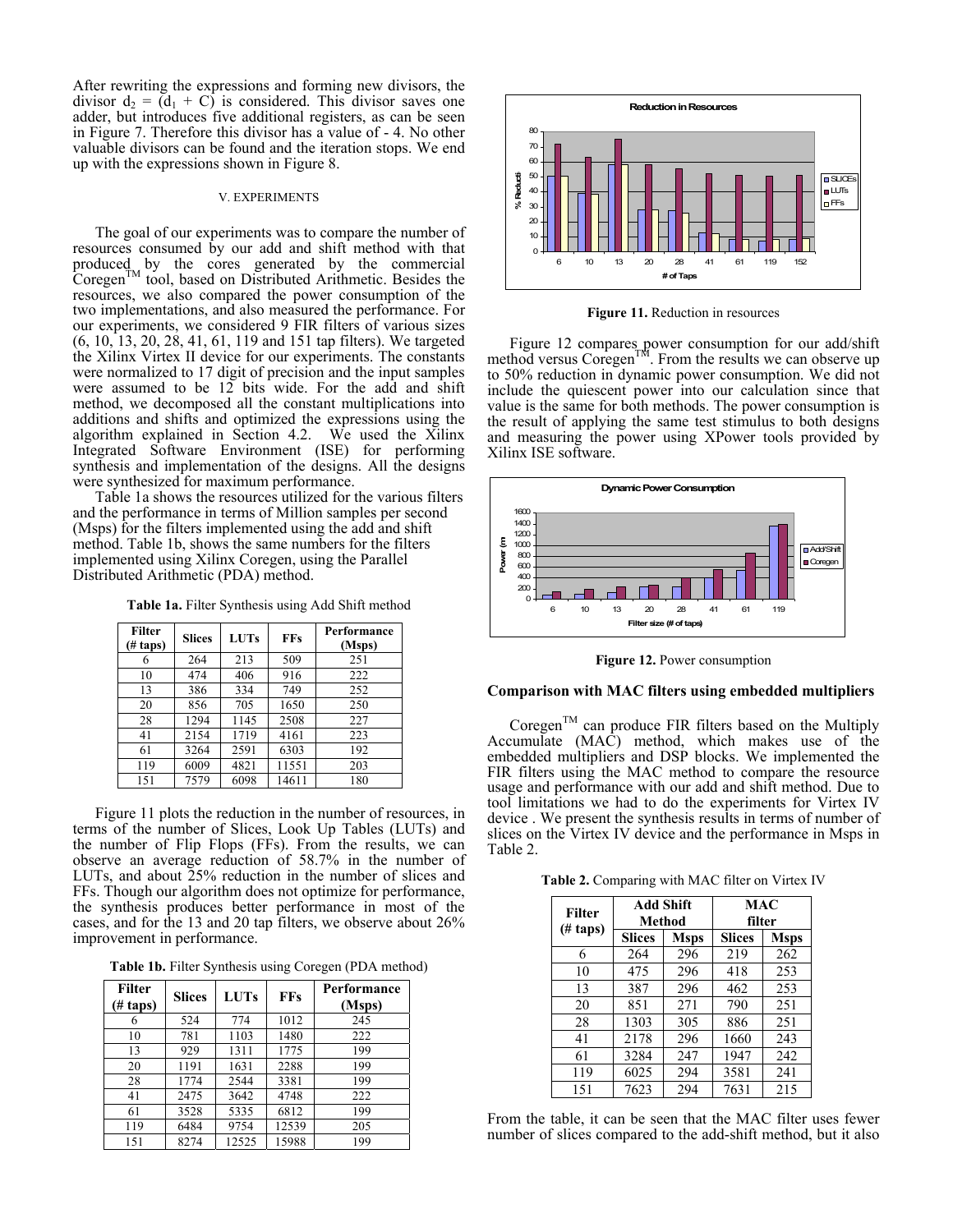After rewriting the expressions and forming new divisors, the divisor $d_2 = (d_1 + C)$ is considered. This divisor saves one adder, but introduces five additional registers, as can be seen in Figure 7. Therefore this divisor has a value of - 4. No other valuable divisors can be found and the iteration stops. We end up with the expressions shown in Figure 8.

## V. EXPERIMENTS

The goal of our experiments was to compare the number of resources consumed by our add and shift method with that produced by the cores generated by the commercial Coregen™ tool, based on Distributed Arithmetic. Besides the resources, we also compared the power consumption of the two implementations, and also measured the performance. For our experiments, we considered 9 FIR filters of various sizes (6, 10, 13, 20, 28, 41, 61, 119 and 151 tap filters). We targeted the Xilinx Virtex II device for our experiments. The constants were normalized to 17 digit of precision and the input samples were assumed to be 12 bits wide. For the add and shift method, we decomposed all the constant multiplications into additions and shifts and optimized the expressions using the algorithm explained in Section 4.2. We used the Xilinx Integrated Software Environment (ISE) for performing synthesis and implementation of the designs. All the designs were synthesized for maximum performance.

Table 1a shows the resources utilized for the various filters and the performance in terms of Million samples per second (Msps) for the filters implemented using the add and shift method. Table 1b, shows the same numbers for the filters implemented using Xilinx Coregen, using the Parallel Distributed Arithmetic (PDA) method.

**Table 1a.** Filter Synthesis using Add Shift method

| Filter (# taps) | Slices | LUTs | FFs | Performance (Msps) |
|---|---|---|---|---|
| 6 | 264 | 213 | 509 | 251 |
| 10 | 474 | 406 | 916 | 222 |
| 13 | 386 | 334 | 749 | 252 |
| 20 | 856 | 705 | 1650 | 250 |
| 28 | 1294 | 1145 | 2508 | 227 |
| 41 | 2154 | 1719 | 4161 | 223 |
| 61 | 3264 | 2591 | 6303 | 192 |
| 119 | 6009 | 4821 | 11551 | 203 |
| 151 | 7579 | 6098 | 14611 | 180 |

Figure 11 plots the reduction in the number of resources, in terms of the number of Slices, Look Up Tables (LUTs) and the number of Flip Flops (FFs). From the results, we can observe an average reduction of 58.7% in the number of LUTs, and about 25% reduction in the number of slices and FFs. Though our algorithm does not optimize for performance, the synthesis produces better performance in most of the cases, and for the 13 and 20 tap filters, we observe about 26% improvement in performance.

**Table 1b.** Filter Synthesis using Coregen (PDA method)

| Filter (# taps) | Slices | LUTs | FFs | Performance (Msps) |
|---|---|---|---|---|
| 6 | 524 | 774 | 1012 | 245 |
| 10 | 781 | 1103 | 1480 | 222 |
| 13 | 929 | 1311 | 1775 | 199 |
| 20 | 1191 | 1631 | 2288 | 199 |
| 28 | 1774 | 2544 | 3381 | 199 |
| 41 | 2475 | 3642 | 4748 | 222 |
| 61 | 3528 | 5335 | 6812 | 199 |
| 119 | 6484 | 9754 | 12539 | 205 |
| 151 | 8274 | 12525 | 15988 | 199 |

**Figure 11.** Reduction in resources

Figure 12 compares power consumption for our add/shift method versus Coregen™. From the results we can observe up to 50% reduction in dynamic power consumption. We did not include the quiescent power into our calculation since that value is the same for both methods. The power consumption is the result of applying the same test stimulus to both designs and measuring the power using XPower tools provided by Xilinx ISE software.

**Figure 12.** Power consumption

### Comparison with MAC filters using embedded multipliers

Coregen™ can produce FIR filters based on the Multiply Accumulate (MAC) method, which makes use of the embedded multipliers and DSP blocks. We implemented the FIR filters using the MAC method to compare the resource usage and performance with our add and shift method. Due to tool limitations we had to do the experiments for Virtex IV device . We present the synthesis results in terms of number of slices on the Virtex IV device and the performance in Msps in Table 2.

**Table 2.** Comparing with MAC filter on Virtex IV

| Filter (# taps) | Add Shift Method | | MAC filter | |
|---|---|---|---|---|
| | Slices | Msps | Slices | Msps |
| 6 | 264 | 296 | 219 | 262 |
| 10 | 475 | 296 | 418 | 253 |
| 13 | 387 | 296 | 462 | 253 |
| 20 | 851 | 271 | 790 | 251 |
| 28 | 1303 | 305 | 886 | 251 |
| 41 | 2178 | 296 | 1660 | 243 |
| 61 | 3284 | 247 | 1947 | 242 |
| 119 | 6025 | 294 | 3581 | 241 |
| 151 | 7623 | 294 | 7631 | 215 |

From the table, it can be seen that the MAC filter uses fewer number of slices compared to the add-shift method, but it also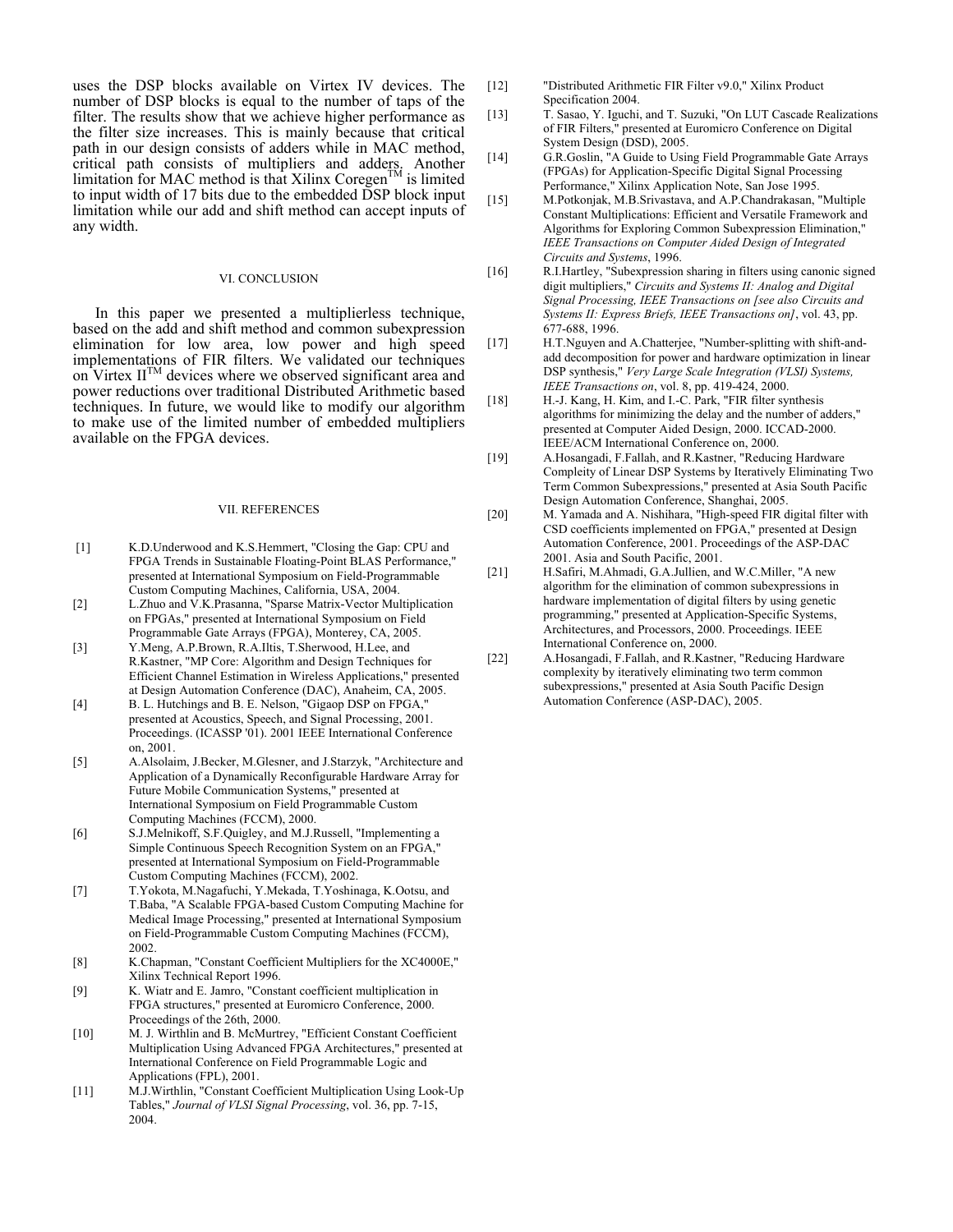uses the DSP blocks available on Virtex IV devices. The number of DSP blocks is equal to the number of taps of the filter. The results show that we achieve higher performance as the filter size increases. This is mainly because that critical path in our design consists of adders while in MAC method, critical path consists of multipliers and adders. Another limitation for MAC method is that Xilinx Coregen™ is limited to input width of 17 bits due to the embedded DSP block input limitation while our add and shift method can accept inputs of any width.

## VI. CONCLUSION

In this paper we presented a multiplierless technique, based on the add and shift method and common subexpression elimination for low area, low power and high speed implementations of FIR filters. We validated our techniques on Virtex II™ devices where we observed significant area and power reductions over traditional Distributed Arithmetic based techniques. In future, we would like to modify our algorithm to make use of the limited number of embedded multipliers available on the FPGA devices.

## VII. REFERENCES

[1] K.D.Underwood and K.S.Hemmert, "Closing the Gap: CPU and FPGA Trends in Sustainable Floating-Point BLAS Performance," presented at International Symposium on Field-Programmable Custom Computing Machines, California, USA, 2004.

[2] L.Zhuo and V.K.Prasanna, "Sparse Matrix-Vector Multiplication on FPGAs," presented at International Symposium on Field Programmable Gate Arrays (FPGA), Monterey, CA, 2005.

[3] Y.Meng, A.P.Brown, R.A.Iltis, T.Sherwood, H.Lee, and R.Kastner, "MP Core: Algorithm and Design Techniques for Efficient Channel Estimation in Wireless Applications," presented at Design Automation Conference (DAC), Anaheim, CA, 2005.

[4] B. L. Hutchings and B. E. Nelson, "Gigaop DSP on FPGA," presented at Acoustics, Speech, and Signal Processing, 2001. Proceedings. (ICASSP '01). 2001 IEEE International Conference on, 2001.

[5] A.Alsolaim, J.Becker, M.Glesner, and J.Starzyk, "Architecture and Application of a Dynamically Reconfigurable Hardware Array for Future Mobile Communication Systems," presented at International Symposium on Field Programmable Custom Computing Machines (FCCM), 2000.

[6] S.J.Melnikoff, S.F.Quigley, and M.J.Russell, "Implementing a Simple Continuous Speech Recognition System on an FPGA," presented at International Symposium on Field-Programmable Custom Computing Machines (FCCM), 2002.

[7] T.Yokota, M.Nagafuchi, Y.Mekada, T.Yoshinaga, K.Ootsu, and T.Baba, "A Scalable FPGA-based Custom Computing Machine for Medical Image Processing," presented at International Symposium on Field-Programmable Custom Computing Machines (FCCM), 2002.

[8] K.Chapman, "Constant Coefficient Multipliers for the XC4000E," Xilinx Technical Report 1996.

[9] K. Wiatr and E. Jamro, "Constant coefficient multiplication in FPGA structures," presented at Euromicro Conference, 2000. Proceedings of the 26th, 2000.

[10] M. J. Wirthlin and B. McMurtrey, "Efficient Constant Coefficient Multiplication Using Advanced FPGA Architectures," presented at International Conference on Field Programmable Logic and Applications (FPL), 2001.

[11] M.J.Wirthlin, "Constant Coefficient Multiplication Using Look-Up Tables," *Journal of VLSI Signal Processing*, vol. 36, pp. 7-15, 2004.

[12] "Distributed Arithmetic FIR Filter v9.0," Xilinx Product Specification 2004.

[13] T. Sasao, Y. Iguchi, and T. Suzuki, "On LUT Cascade Realizations of FIR Filters," presented at Euromicro Conference on Digital System Design (DSD), 2005.

[14] G.R.Goslin, "A Guide to Using Field Programmable Gate Arrays (FPGAs) for Application-Specific Digital Signal Processing Performance," Xilinx Application Note, San Jose 1995.

[15] M.Potkonjak, M.B.Srivastava, and A.P.Chandrakasan, "Multiple Constant Multiplications: Efficient and Versatile Framework and Algorithms for Exploring Common Subexpression Elimination," *IEEE Transactions on Computer Aided Design of Integrated Circuits and Systems*, 1996.

[16] R.I.Hartley, "Subexpression sharing in filters using canonic signed digit multipliers," *Circuits and Systems II: Analog and Digital Signal Processing, IEEE Transactions on [see also Circuits and Systems II: Express Briefs, IEEE Transactions on]*, vol. 43, pp. 677-688, 1996.

[17] H.T.Nguyen and A.Chatterjee, "Number-splitting with shift-and-add decomposition for power and hardware optimization in linear DSP synthesis," *Very Large Scale Integration (VLSI) Systems, IEEE Transactions on*, vol. 8, pp. 419-424, 2000.

[18] H.-J. Kang, H. Kim, and I.-C. Park, "FIR filter synthesis algorithms for minimizing the delay and the number of adders," presented at Computer Aided Design, 2000. ICCAD-2000. IEEE/ACM International Conference on, 2000.

[19] A.Hosangadi, F.Fallah, and R.Kastner, "Reducing Hardware Compleity of Linear DSP Systems by Iteratively Eliminating Two Term Common Subexpressions," presented at Asia South Pacific Design Automation Conference, Shanghai, 2005.

[20] M. Yamada and A. Nishihara, "High-speed FIR digital filter with CSD coefficients implemented on FPGA," presented at Design Automation Conference, 2001. Proceedings of the ASP-DAC 2001. Asia and South Pacific, 2001.

[21] H.Safiri, M.Ahmadi, G.A.Jullien, and W.C.Miller, "A new algorithm for the elimination of common subexpressions in hardware implementation of digital filters by using genetic programming," presented at Application-Specific Systems, Architectures, and Processors, 2000. Proceedings. IEEE International Conference on, 2000.

[22] A.Hosangadi, F.Fallah, and R.Kastner, "Reducing Hardware complexity by iteratively eliminating two term common subexpressions," presented at Asia South Pacific Design Automation Conference (ASP-DAC), 2005.